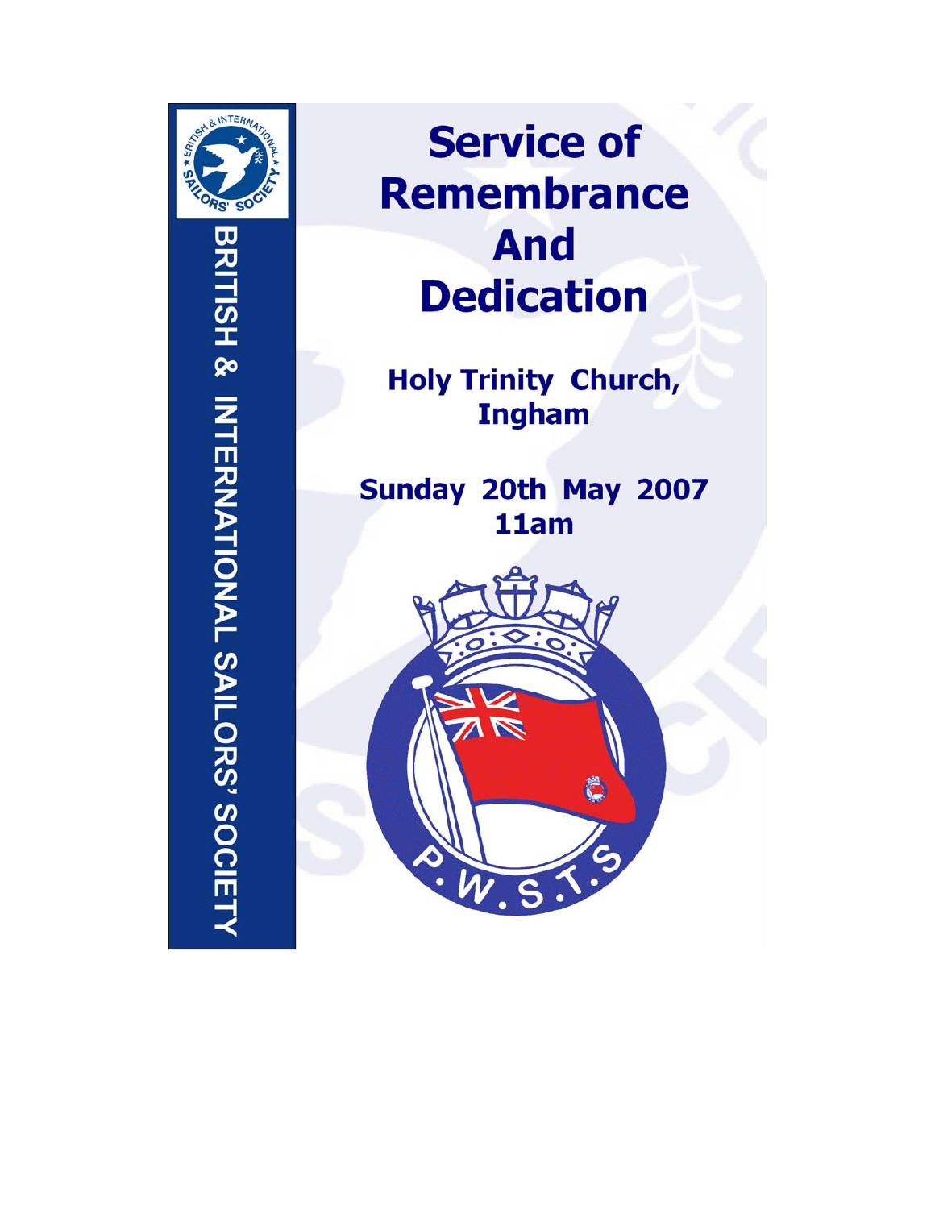BRITISH & INTERNATIONAL SAILORS' SOCIETY

# Service of Remembrance And Dedication

## Holy Trinity Church, Ingham

## Sunday 20th May 2007 11am

P.W.S.T.S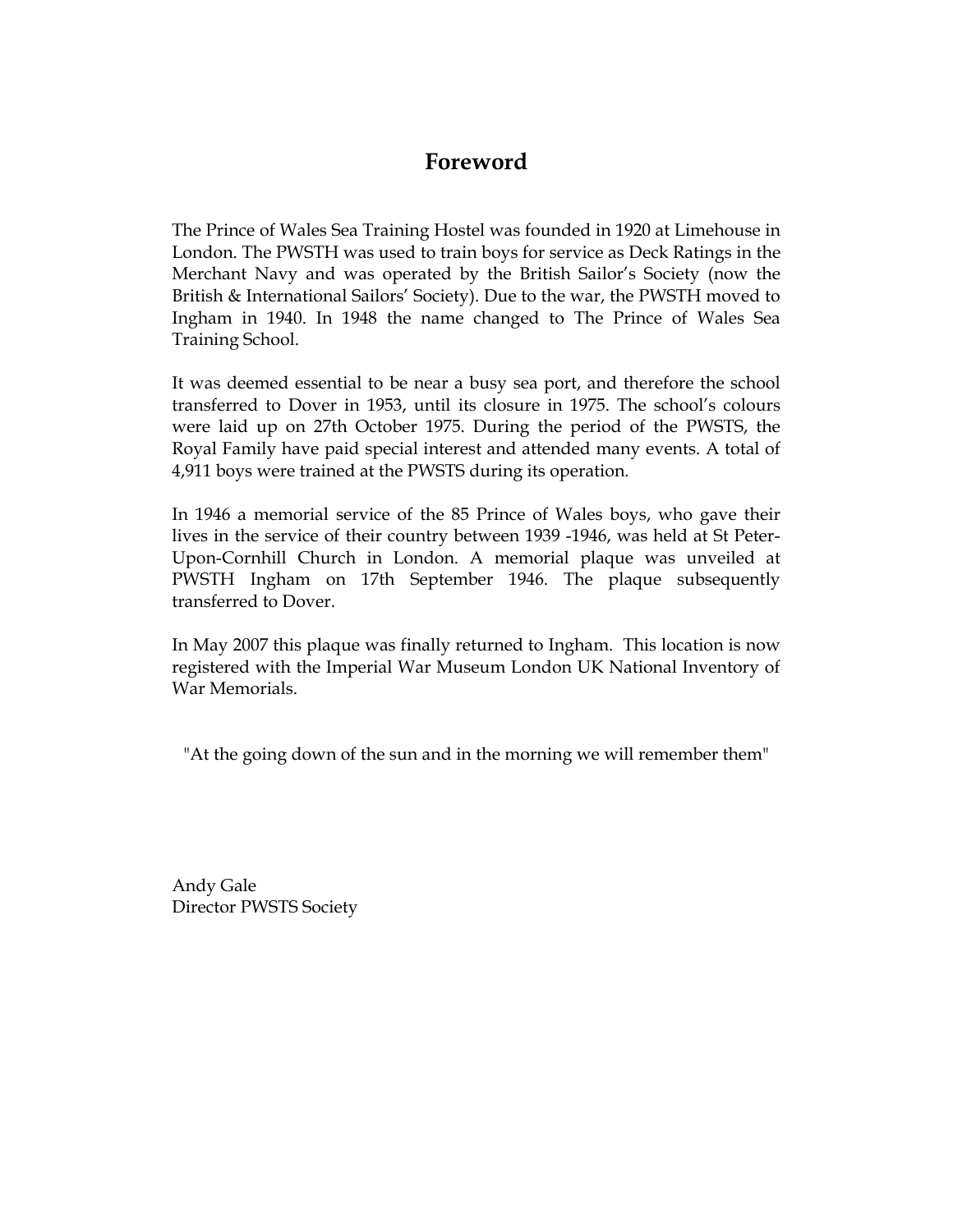# Foreword

The Prince of Wales Sea Training Hostel was founded in 1920 at Limehouse in London. The PWSTH was used to train boys for service as Deck Ratings in the Merchant Navy and was operated by the British Sailor's Society (now the British & International Sailors' Society). Due to the war, the PWSTH moved to Ingham in 1940. In 1948 the name changed to The Prince of Wales Sea Training School.

It was deemed essential to be near a busy sea port, and therefore the school transferred to Dover in 1953, until its closure in 1975. The school's colours were laid up on 27th October 1975. During the period of the PWSTS, the Royal Family have paid special interest and attended many events. A total of 4,911 boys were trained at the PWSTS during its operation.

In 1946 a memorial service of the 85 Prince of Wales boys, who gave their lives in the service of their country between 1939 -1946, was held at St Peter-Upon-Cornhill Church in London. A memorial plaque was unveiled at PWSTH Ingham on 17th September 1946. The plaque subsequently transferred to Dover.

In May 2007 this plaque was finally returned to Ingham. This location is now registered with the Imperial War Museum London UK National Inventory of War Memorials.

"At the going down of the sun and in the morning we will remember them"

Andy Gale
Director PWSTS Society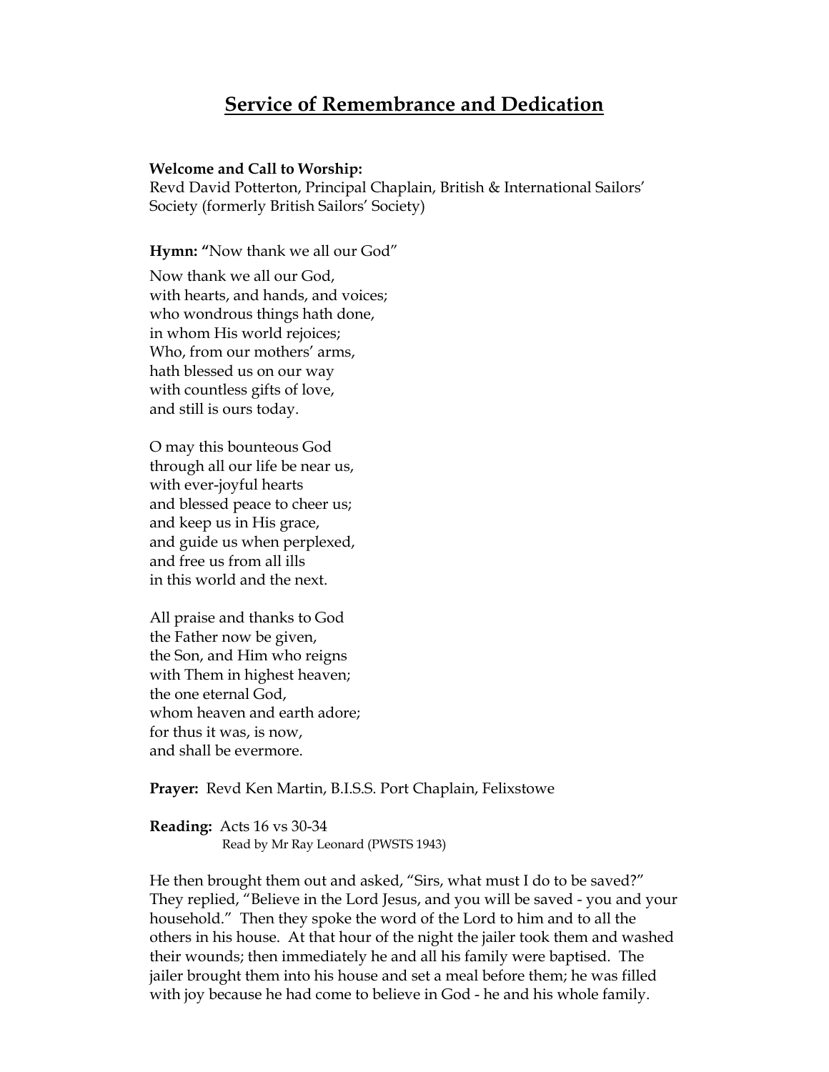# Service of Remembrance and Dedication

**Welcome and Call to Worship:**
Revd David Potterton, Principal Chaplain, British & International Sailors' Society (formerly British Sailors' Society)

**Hymn: "**Now thank we all our God"

Now thank we all our God,
with hearts, and hands, and voices;
who wondrous things hath done,
in whom His world rejoices;
Who, from our mothers' arms,
hath blessed us on our way
with countless gifts of love,
and still is ours today.

O may this bounteous God
through all our life be near us,
with ever-joyful hearts
and blessed peace to cheer us;
and keep us in His grace,
and guide us when perplexed,
and free us from all ills
in this world and the next.

All praise and thanks to God
the Father now be given,
the Son, and Him who reigns
with Them in highest heaven;
the one eternal God,
whom heaven and earth adore;
for thus it was, is now,
and shall be evermore.

**Prayer:** Revd Ken Martin, B.I.S.S. Port Chaplain, Felixstowe

**Reading:** Acts 16 vs 30-34
Read by Mr Ray Leonard (PWSTS 1943)

He then brought them out and asked, "Sirs, what must I do to be saved?" They replied, "Believe in the Lord Jesus, and you will be saved - you and your household." Then they spoke the word of the Lord to him and to all the others in his house. At that hour of the night the jailer took them and washed their wounds; then immediately he and all his family were baptised. The jailer brought them into his house and set a meal before them; he was filled with joy because he had come to believe in God - he and his whole family.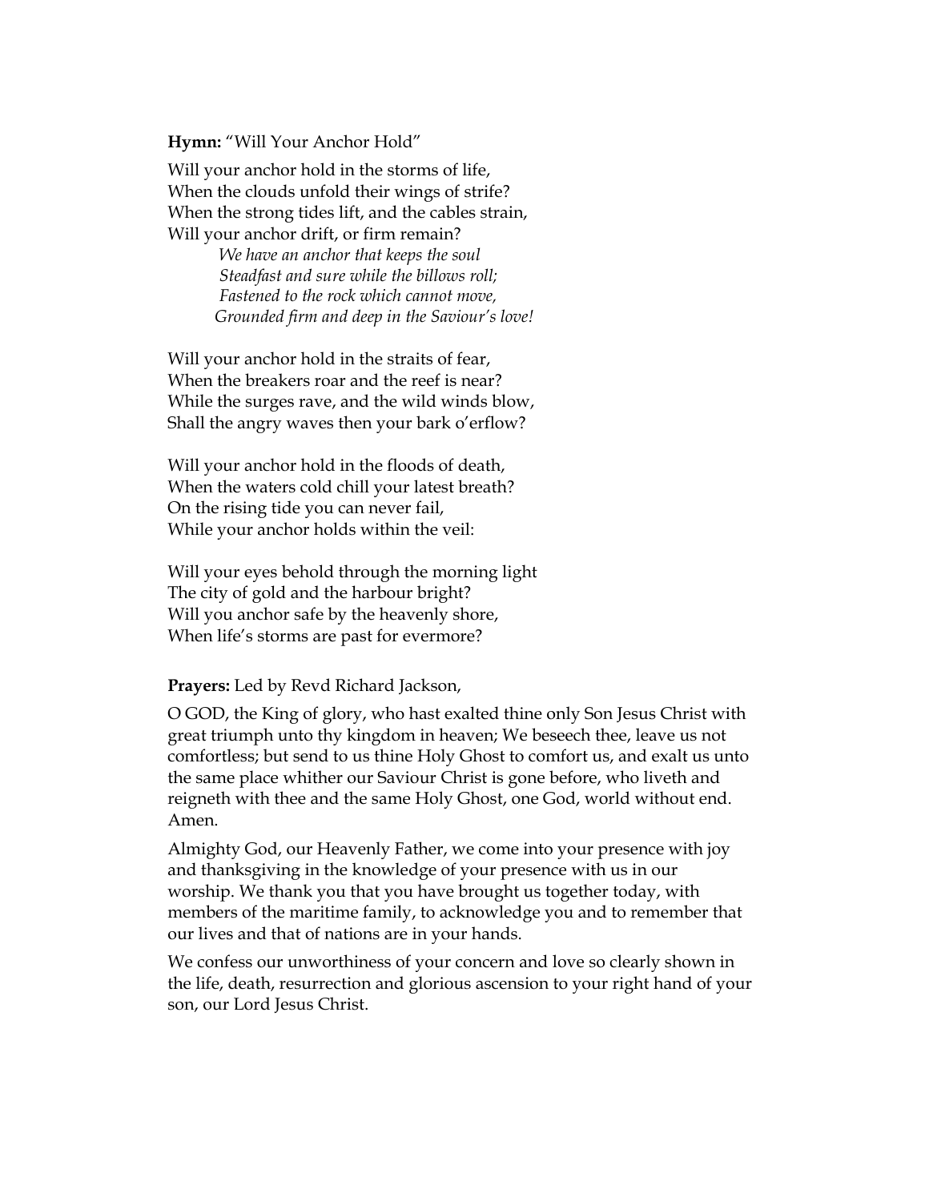**Hymn:** "Will Your Anchor Hold"

Will your anchor hold in the storms of life,
When the clouds unfold their wings of strife?
When the strong tides lift, and the cables strain,
Will your anchor drift, or firm remain?

*We have an anchor that keeps the soul*
*Steadfast and sure while the billows roll;*
*Fastened to the rock which cannot move,*
*Grounded firm and deep in the Saviour's love!*

Will your anchor hold in the straits of fear,
When the breakers roar and the reef is near?
While the surges rave, and the wild winds blow,
Shall the angry waves then your bark o'erflow?

Will your anchor hold in the floods of death,
When the waters cold chill your latest breath?
On the rising tide you can never fail,
While your anchor holds within the veil:

Will your eyes behold through the morning light
The city of gold and the harbour bright?
Will you anchor safe by the heavenly shore,
When life's storms are past for evermore?

**Prayers:** Led by Revd Richard Jackson,

O GOD, the King of glory, who hast exalted thine only Son Jesus Christ with great triumph unto thy kingdom in heaven; We beseech thee, leave us not comfortless; but send to us thine Holy Ghost to comfort us, and exalt us unto the same place whither our Saviour Christ is gone before, who liveth and reigneth with thee and the same Holy Ghost, one God, world without end. Amen.

Almighty God, our Heavenly Father, we come into your presence with joy and thanksgiving in the knowledge of your presence with us in our worship. We thank you that you have brought us together today, with members of the maritime family, to acknowledge you and to remember that our lives and that of nations are in your hands.

We confess our unworthiness of your concern and love so clearly shown in the life, death, resurrection and glorious ascension to your right hand of your son, our Lord Jesus Christ.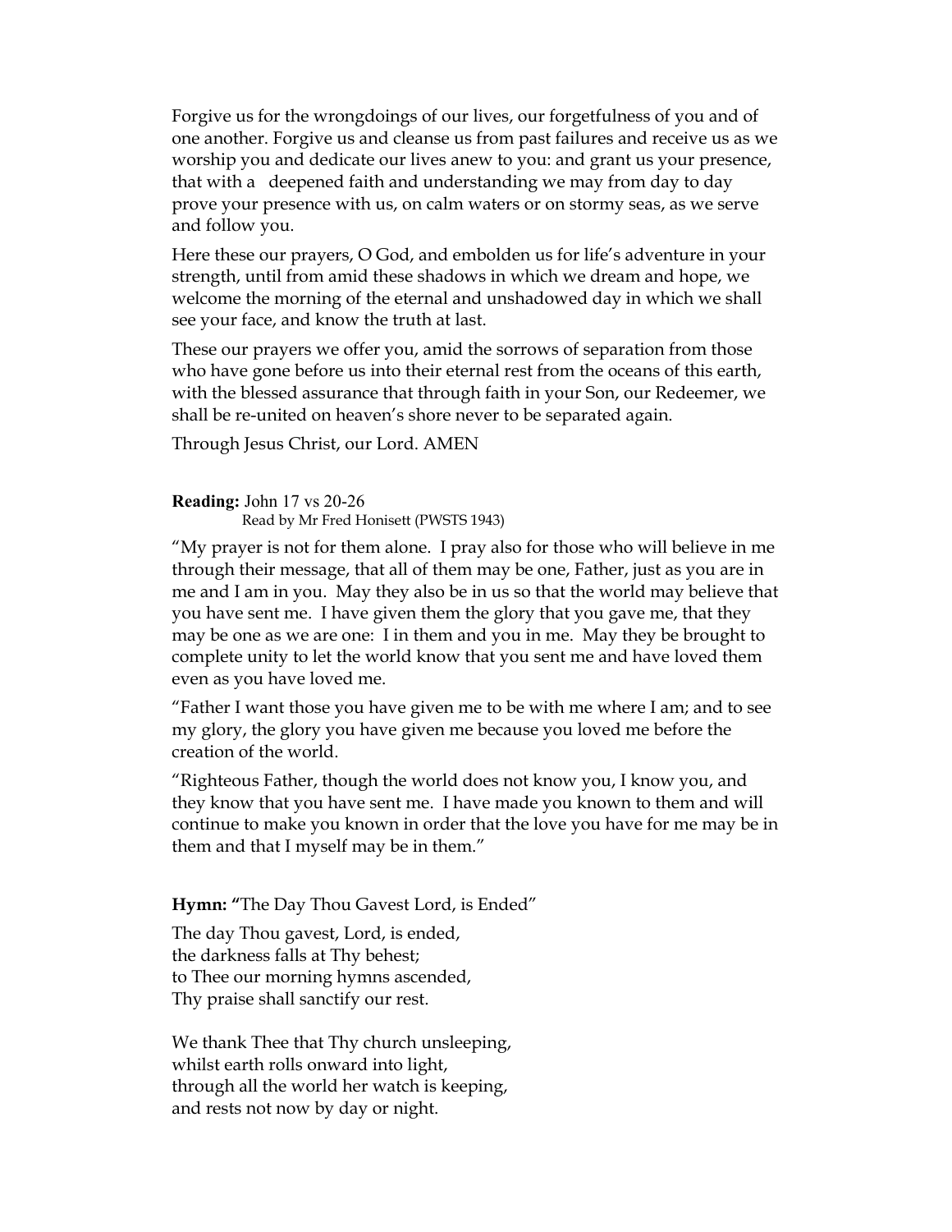Forgive us for the wrongdoings of our lives, our forgetfulness of you and of one another. Forgive us and cleanse us from past failures and receive us as we worship you and dedicate our lives anew to you: and grant us your presence, that with a deepened faith and understanding we may from day to day prove your presence with us, on calm waters or on stormy seas, as we serve and follow you.

Here these our prayers, O God, and embolden us for life's adventure in your strength, until from amid these shadows in which we dream and hope, we welcome the morning of the eternal and unshadowed day in which we shall see your face, and know the truth at last.

These our prayers we offer you, amid the sorrows of separation from those who have gone before us into their eternal rest from the oceans of this earth, with the blessed assurance that through faith in your Son, our Redeemer, we shall be re-united on heaven's shore never to be separated again.

Through Jesus Christ, our Lord. AMEN

**Reading:** John 17 vs 20-26
Read by Mr Fred Honisett (PWSTS 1943)

"My prayer is not for them alone. I pray also for those who will believe in me through their message, that all of them may be one, Father, just as you are in me and I am in you. May they also be in us so that the world may believe that you have sent me. I have given them the glory that you gave me, that they may be one as we are one: I in them and you in me. May they be brought to complete unity to let the world know that you sent me and have loved them even as you have loved me.

"Father I want those you have given me to be with me where I am; and to see my glory, the glory you have given me because you loved me before the creation of the world.

"Righteous Father, though the world does not know you, I know you, and they know that you have sent me. I have made you known to them and will continue to make you known in order that the love you have for me may be in them and that I myself may be in them."

**Hymn: "**The Day Thou Gavest Lord, is Ended"

The day Thou gavest, Lord, is ended,
the darkness falls at Thy behest;
to Thee our morning hymns ascended,
Thy praise shall sanctify our rest.

We thank Thee that Thy church unsleeping,
whilst earth rolls onward into light,
through all the world her watch is keeping,
and rests not now by day or night.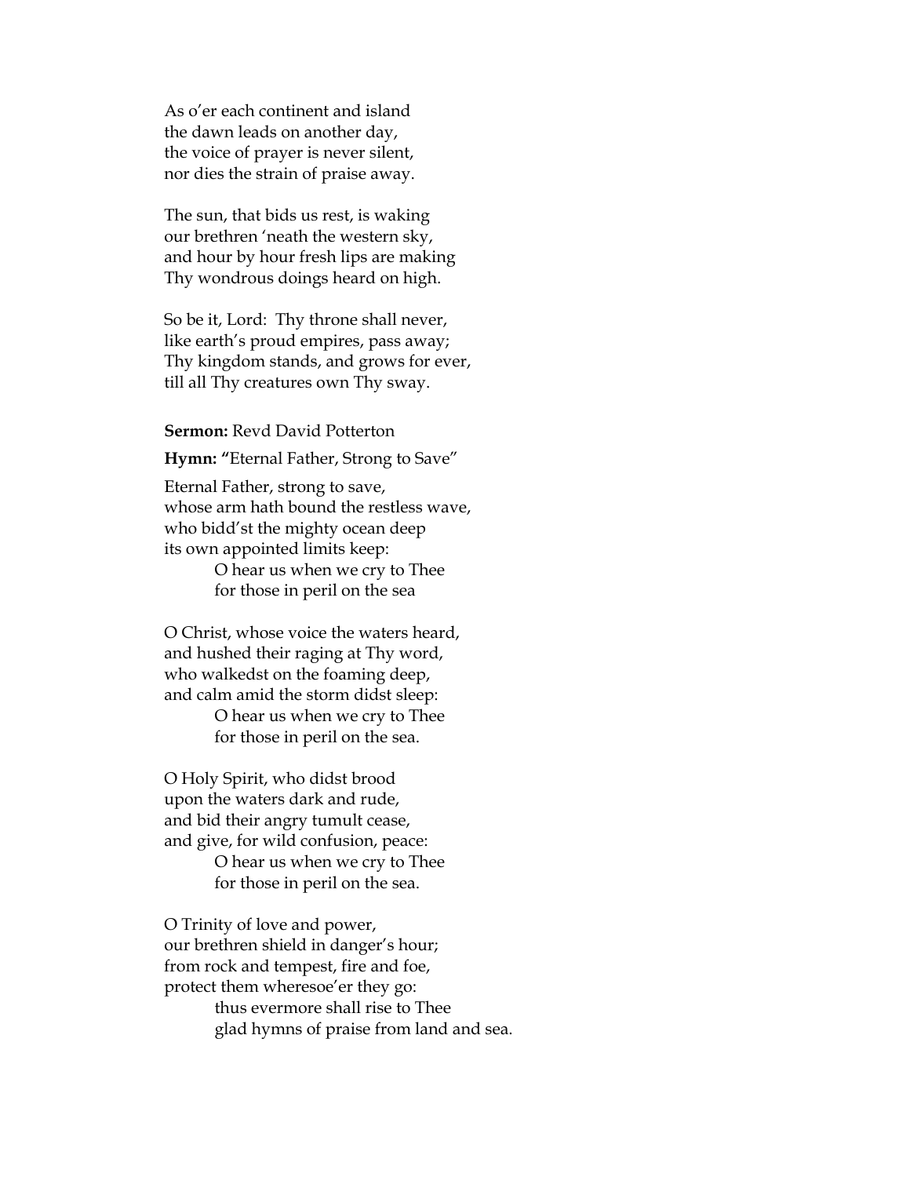As o'er each continent and island
the dawn leads on another day,
the voice of prayer is never silent,
nor dies the strain of praise away.

The sun, that bids us rest, is waking
our brethren 'neath the western sky,
and hour by hour fresh lips are making
Thy wondrous doings heard on high.

So be it, Lord: Thy throne shall never,
like earth's proud empires, pass away;
Thy kingdom stands, and grows for ever,
till all Thy creatures own Thy sway.

**Sermon:** Revd David Potterton

**Hymn: "**Eternal Father, Strong to Save"

Eternal Father, strong to save,
whose arm hath bound the restless wave,
who bidd'st the mighty ocean deep
its own appointed limits keep:
    O hear us when we cry to Thee
    for those in peril on the sea

O Christ, whose voice the waters heard,
and hushed their raging at Thy word,
who walkedst on the foaming deep,
and calm amid the storm didst sleep:
    O hear us when we cry to Thee
    for those in peril on the sea.

O Holy Spirit, who didst brood
upon the waters dark and rude,
and bid their angry tumult cease,
and give, for wild confusion, peace:
    O hear us when we cry to Thee
    for those in peril on the sea.

O Trinity of love and power,
our brethren shield in danger's hour;
from rock and tempest, fire and foe,
protect them wheresoe'er they go:
    thus evermore shall rise to Thee
    glad hymns of praise from land and sea.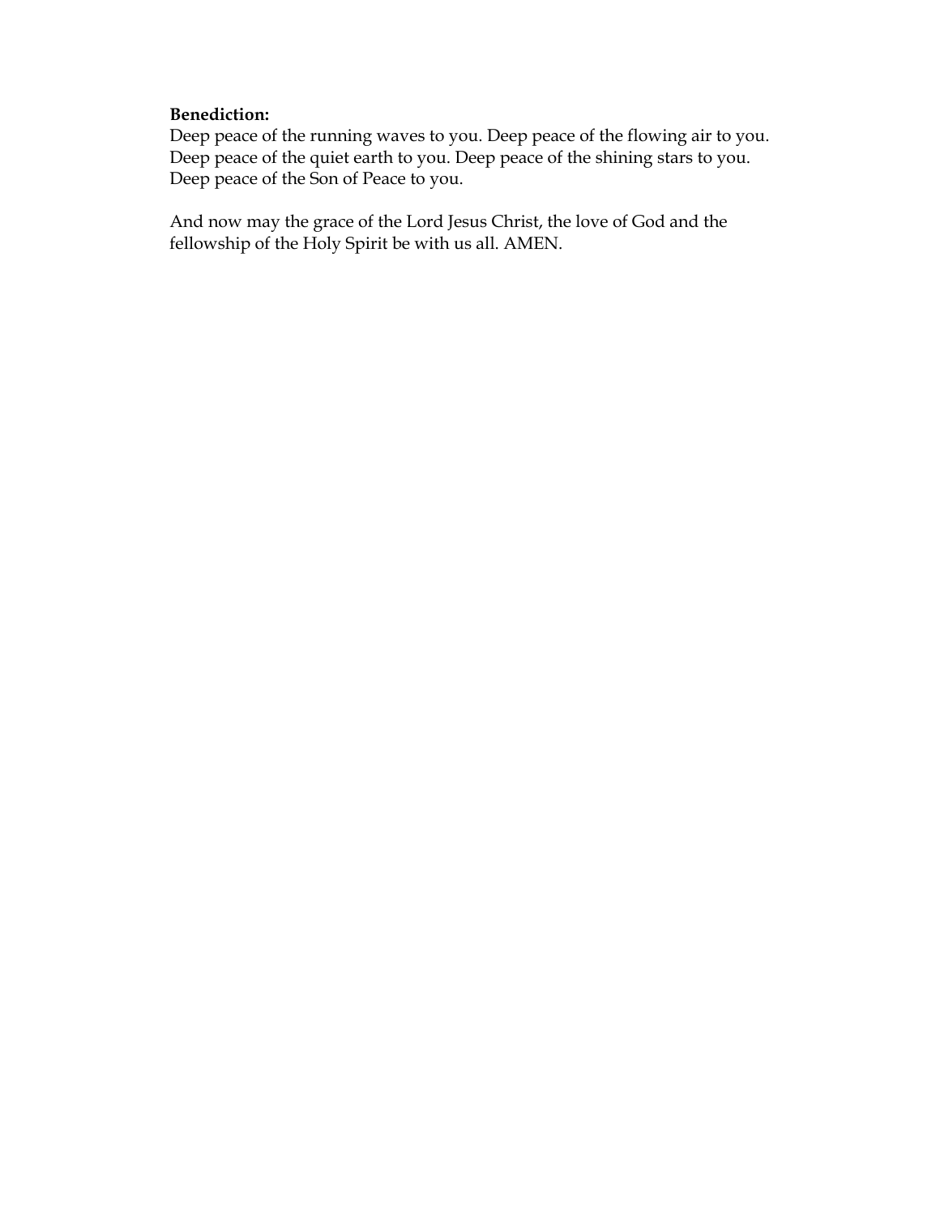**Benediction:**
Deep peace of the running waves to you. Deep peace of the flowing air to you. Deep peace of the quiet earth to you. Deep peace of the shining stars to you. Deep peace of the Son of Peace to you.

And now may the grace of the Lord Jesus Christ, the love of God and the fellowship of the Holy Spirit be with us all. AMEN.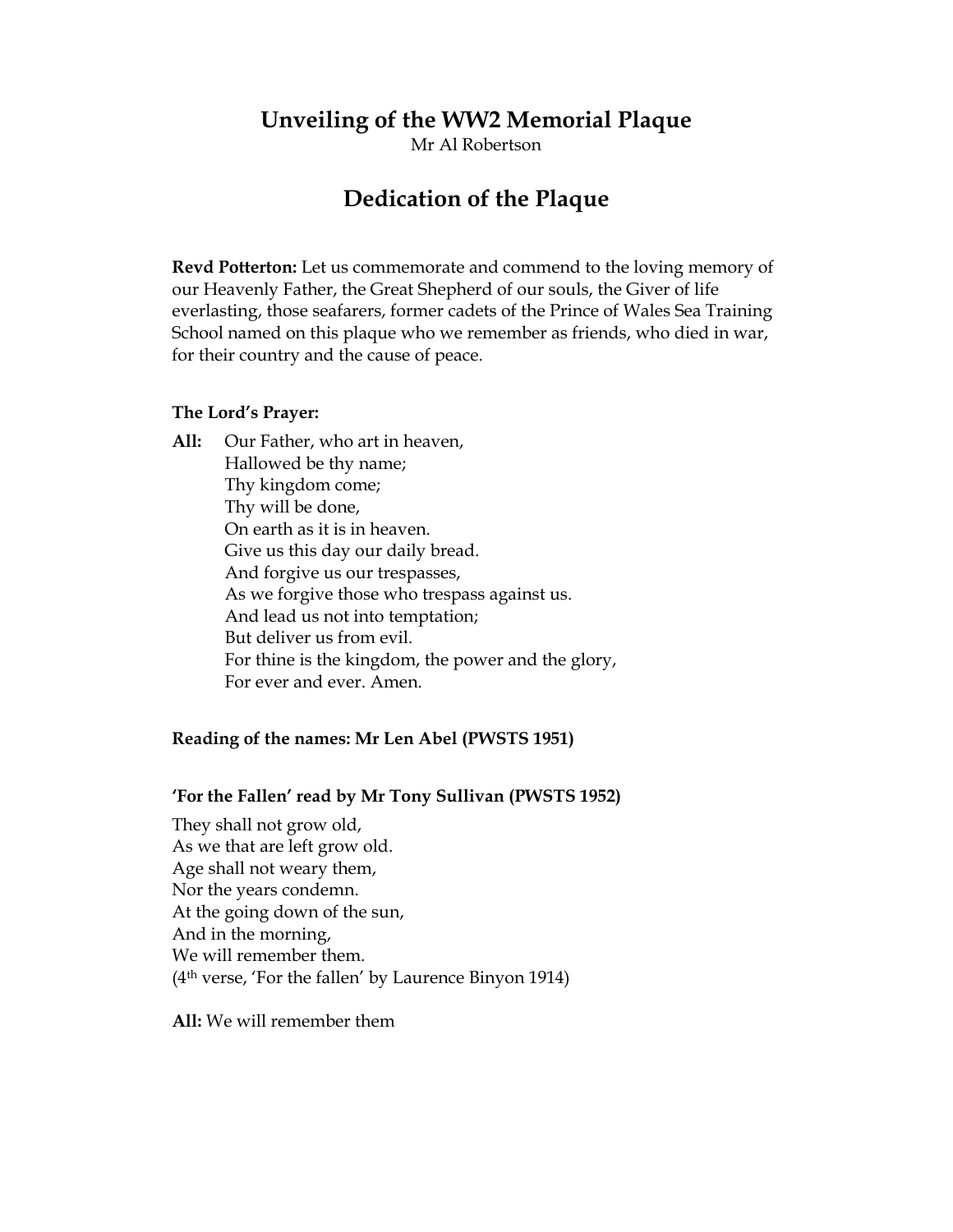## Unveiling of the WW2 Memorial Plaque

Mr Al Robertson

## Dedication of the Plaque

**Revd Potterton:** Let us commemorate and commend to the loving memory of our Heavenly Father, the Great Shepherd of our souls, the Giver of life everlasting, those seafarers, former cadets of the Prince of Wales Sea Training School named on this plaque who we remember as friends, who died in war, for their country and the cause of peace.

**The Lord's Prayer:**

**All:** Our Father, who art in heaven,
Hallowed be thy name;
Thy kingdom come;
Thy will be done,
On earth as it is in heaven.
Give us this day our daily bread.
And forgive us our trespasses,
As we forgive those who trespass against us.
And lead us not into temptation;
But deliver us from evil.
For thine is the kingdom, the power and the glory,
For ever and ever. Amen.

**Reading of the names: Mr Len Abel (PWSTS 1951)**

**'For the Fallen' read by Mr Tony Sullivan (PWSTS 1952)**

They shall not grow old,
As we that are left grow old.
Age shall not weary them,
Nor the years condemn.
At the going down of the sun,
And in the morning,
We will remember them.
(4th verse, 'For the fallen' by Laurence Binyon 1914)

**All:** We will remember them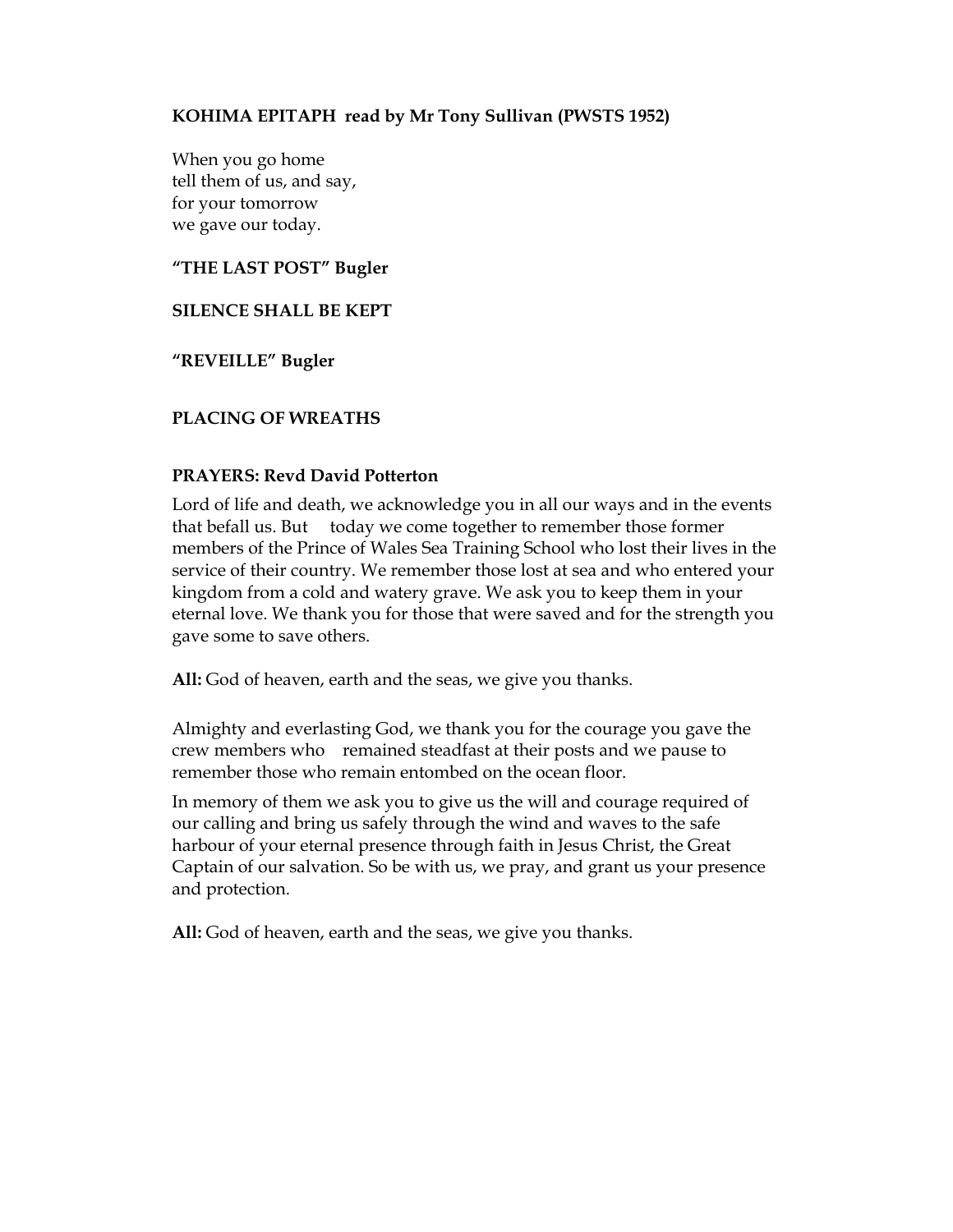**KOHIMA EPITAPH read by Mr Tony Sullivan (PWSTS 1952)**

When you go home  
tell them of us, and say,  
for your tomorrow  
we gave our today.

**"THE LAST POST" Bugler**

**SILENCE SHALL BE KEPT**

**"REVEILLE" Bugler**

**PLACING OF WREATHS**

**PRAYERS: Revd David Potterton**

Lord of life and death, we acknowledge you in all our ways and in the events that befall us. But today we come together to remember those former members of the Prince of Wales Sea Training School who lost their lives in the service of their country. We remember those lost at sea and who entered your kingdom from a cold and watery grave. We ask you to keep them in your eternal love. We thank you for those that were saved and for the strength you gave some to save others.

**All:** God of heaven, earth and the seas, we give you thanks.

Almighty and everlasting God, we thank you for the courage you gave the crew members who remained steadfast at their posts and we pause to remember those who remain entombed on the ocean floor.

In memory of them we ask you to give us the will and courage required of our calling and bring us safely through the wind and waves to the safe harbour of your eternal presence through faith in Jesus Christ, the Great Captain of our salvation. So be with us, we pray, and grant us your presence and protection.

**All:** God of heaven, earth and the seas, we give you thanks.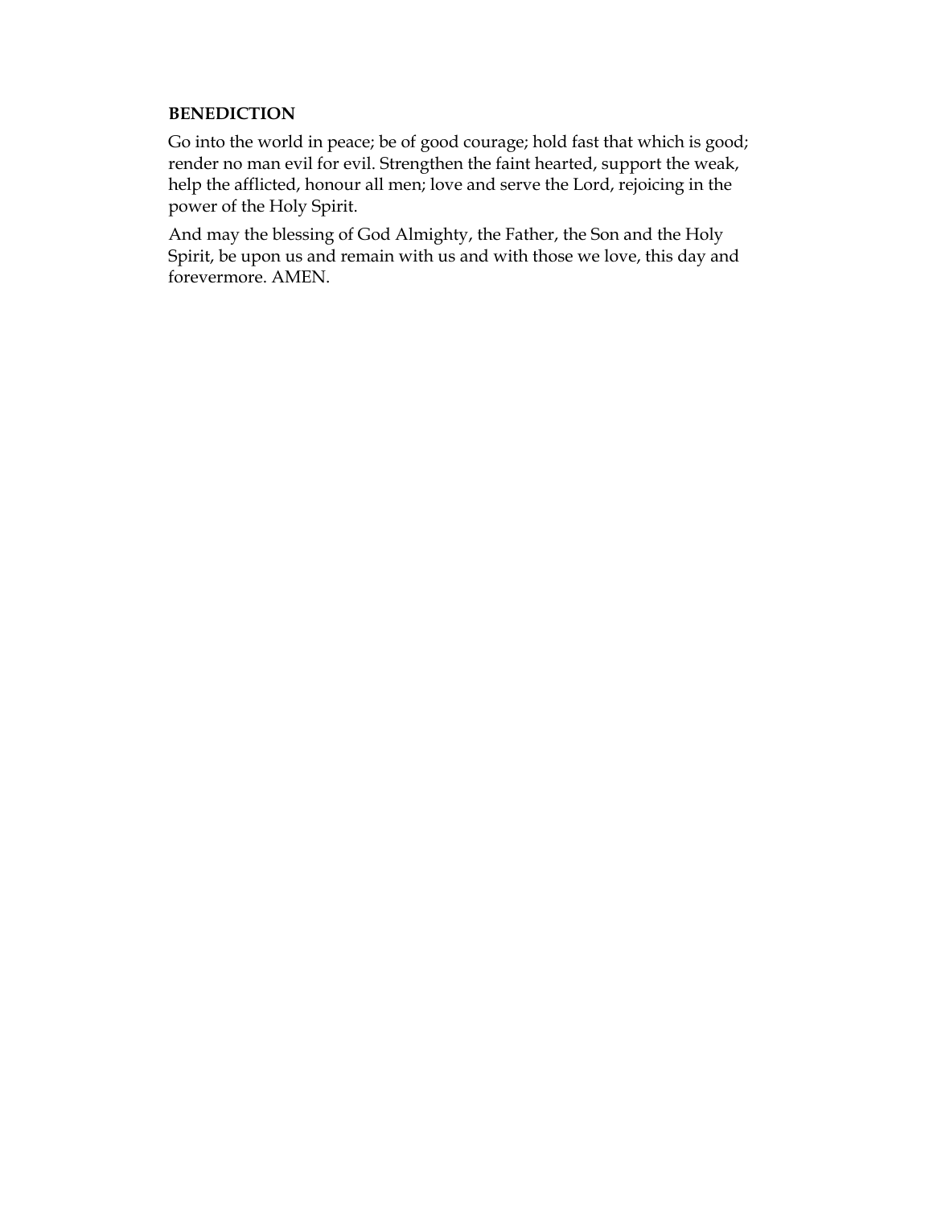**BENEDICTION**

Go into the world in peace; be of good courage; hold fast that which is good; render no man evil for evil. Strengthen the faint hearted, support the weak, help the afflicted, honour all men; love and serve the Lord, rejoicing in the power of the Holy Spirit.

And may the blessing of God Almighty, the Father, the Son and the Holy Spirit, be upon us and remain with us and with those we love, this day and forevermore. AMEN.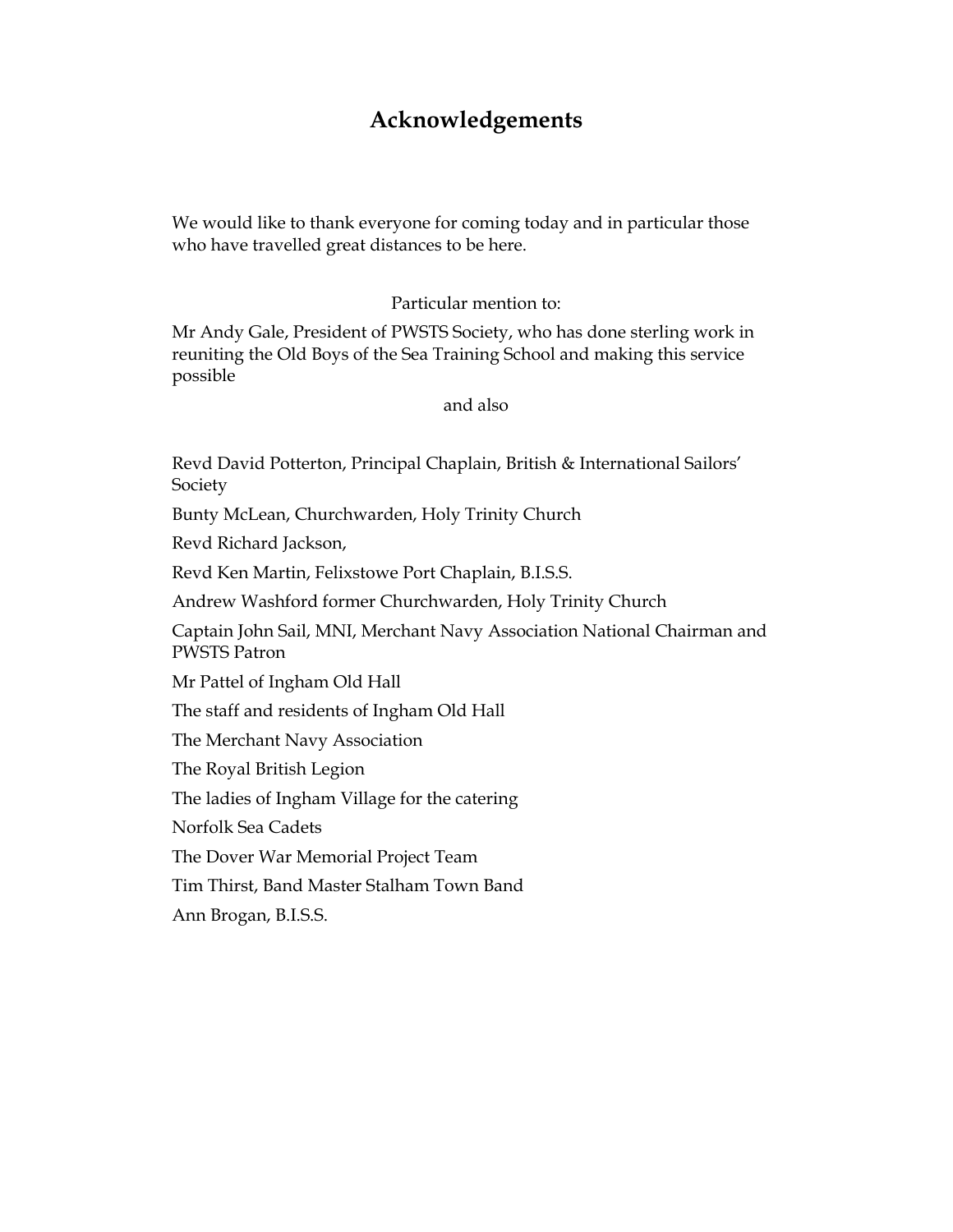# Acknowledgements

We would like to thank everyone for coming today and in particular those who have travelled great distances to be here.

Particular mention to:

Mr Andy Gale, President of PWSTS Society, who has done sterling work in reuniting the Old Boys of the Sea Training School and making this service possible

and also

Revd David Potterton, Principal Chaplain, British & International Sailors' Society

Bunty McLean, Churchwarden, Holy Trinity Church

Revd Richard Jackson,

Revd Ken Martin, Felixstowe Port Chaplain, B.I.S.S.

Andrew Washford former Churchwarden, Holy Trinity Church

Captain John Sail, MNI, Merchant Navy Association National Chairman and PWSTS Patron

Mr Pattel of Ingham Old Hall

The staff and residents of Ingham Old Hall

The Merchant Navy Association

The Royal British Legion

The ladies of Ingham Village for the catering

Norfolk Sea Cadets

The Dover War Memorial Project Team

Tim Thirst, Band Master Stalham Town Band

Ann Brogan, B.I.S.S.